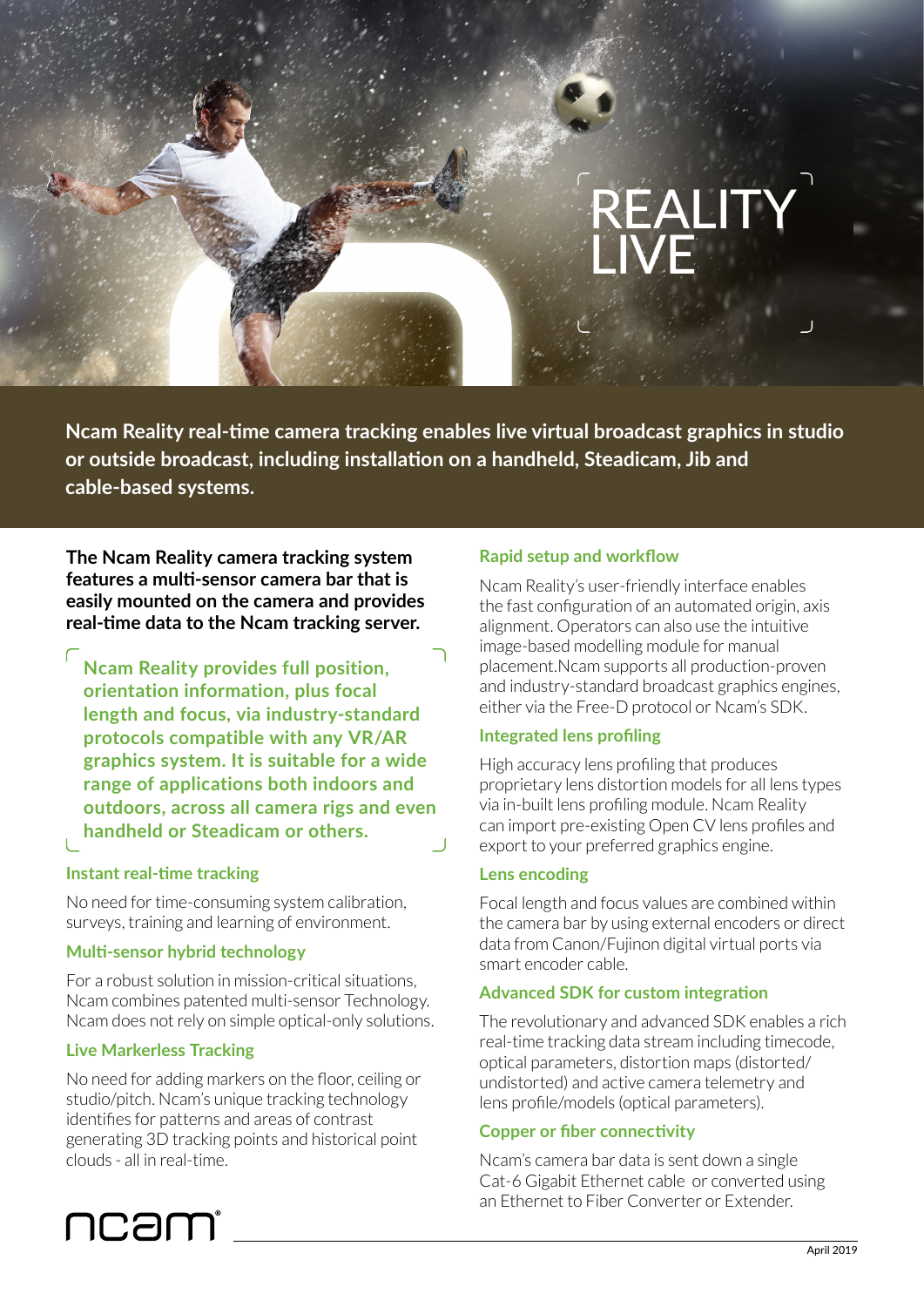# REALITY LIVE

**Ncam Reality real-time camera tracking enables live virtual broadcast graphics in studio or outside broadcast, including installation on a handheld, Steadicam, Jib and cable-based systems.**

**The Ncam Reality camera tracking system features a multi-sensor camera bar that is easily mounted on the camera and provides real-time data to the Ncam tracking server.**

**Ncam Reality provides full position, orientation information, plus focal length and focus, via industry-standard protocols compatible with any VR/AR graphics system. It is suitable for a wide range of applications both indoors and outdoors, across all camera rigs and even handheld or Steadicam or others.**

### Instant real-time tracking

No need for time-consuming system calibration, surveys, training and learning of environment.

### Multi-sensor hybrid technology

For a robust solution in mission-critical situations, Ncam combines patented multi-sensor Technology. Ncam does not rely on simple optical-only solutions.

### Live Markerless Tracking

No need for adding markers on the floor, ceiling or studio/pitch. Ncam's unique tracking technology identifies for patterns and areas of contrast generating 3D tracking points and historical point clouds - all in real-time.

### Rapid setup and workflow

Ncam Reality's user-friendly interface enables the fast configuration of an automated origin, axis alignment. Operators can also use the intuitive image-based modelling module for manual placement.Ncam supports all production-proven and industry-standard broadcast graphics engines, either via the Free-D protocol or Ncam's SDK.

### Integrated lens profiling

High accuracy lens profiling that produces proprietary lens distortion models for all lens types via in-built lens profiling module. Ncam Reality can import pre-existing Open CV lens profiles and export to your preferred graphics engine.

### Lens encoding

Focal length and focus values are combined within the camera bar by using external encoders or direct data from Canon/Fujinon digital virtual ports via smart encoder cable.

### Advanced SDK for custom integration

The revolutionary and advanced SDK enables a rich real-time tracking data stream including timecode, optical parameters, distortion maps (distorted/undistorted) and active camera telemetry and lens profile/models (optical parameters).

### Copper or fiber connectivity

Ncam's camera bar data is sent down a single Cat-6 Gigabit Ethernet cable or converted using an Ethernet to Fiber Converter or Extender.

ncam®

April 2019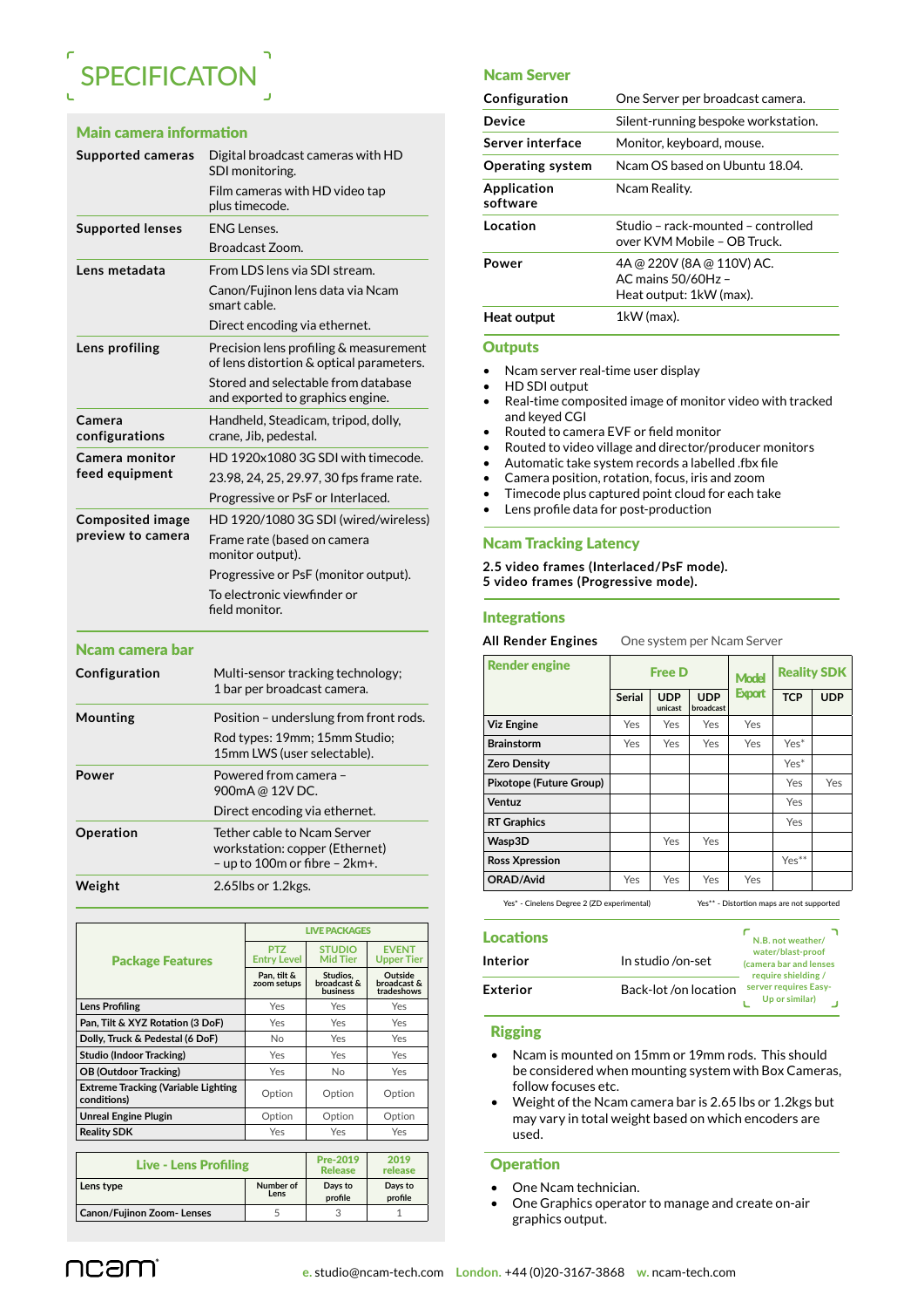# SPECIFICATON

## Main camera information

| | |
|---|---|
| **Supported cameras** | Digital broadcast cameras with HD SDI monitoring. Film cameras with HD video tap plus timecode. |
| **Supported lenses** | ENG Lenses. Broadcast Zoom. |
| **Lens metadata** | From LDS lens via SDI stream. Canon/Fujinon lens data via Ncam smart cable. Direct encoding via ethernet. |
| **Lens profiling** | Precision lens profiling & measurement of lens distortion & optical parameters. Stored and selectable from database and exported to graphics engine. |
| **Camera configurations** | Handheld, Steadicam, tripod, dolly, crane, Jib, pedestal. |
| **Camera monitor feed equipment** | HD 1920x1080 3G SDI with timecode. 23.98, 24, 25, 29.97, 30 fps frame rate. Progressive or PsF or Interlaced. |
| **Composited image preview to camera** | HD 1920/1080 3G SDI (wired/wireless) Frame rate (based on camera monitor output). Progressive or PsF (monitor output). To electronic viewfinder or field monitor. |

## Ncam camera bar

| | |
|---|---|
| **Configuration** | Multi-sensor tracking technology; 1 bar per broadcast camera. |
| **Mounting** | Position – underslung from front rods. Rod types: 19mm; 15mm Studio; 15mm LWS (user selectable). |
| **Power** | Powered from camera – 900mA @ 12V DC. Direct encoding via ethernet. |
| **Operation** | Tether cable to Ncam Server workstation: copper (Ethernet) – up to 100m or fibre – 2km+. |
| **Weight** | 2.65lbs or 1.2kgs. |

| Package Features | LIVE PACKAGES | | |
|---|---|---|---|
| | PTZ Entry Level | STUDIO Mid Tier | EVENT Upper Tier |
| | Pan, tilt & zoom setups | Studios, broadcast & business | Outside broadcast & tradeshows |
| Lens Profiling | Yes | Yes | Yes |
| Pan, Tilt & XYZ Rotation (3 DoF) | Yes | Yes | Yes |
| Dolly, Truck & Pedestal (6 DoF) | No | Yes | Yes |
| Studio (Indoor Tracking) | Yes | Yes | Yes |
| OB (Outdoor Tracking) | Yes | No | Yes |
| Extreme Tracking (Variable Lighting conditions) | Option | Option | Option |
| Unreal Engine Plugin | Option | Option | Option |
| Reality SDK | Yes | Yes | Yes |

| Live - Lens Profiling | | Pre-2019 Release | 2019 release |
|---|---|---|---|
| Lens type | Number of Lens | Days to profile | Days to profile |
| Canon/Fujinon Zoom- Lenses | 5 | 3 | 1 |

## Ncam Server

| | |
|---|---|
| **Configuration** | One Server per broadcast camera. |
| **Device** | Silent-running bespoke workstation. |
| **Server interface** | Monitor, keyboard, mouse. |
| **Operating system** | Ncam OS based on Ubuntu 18.04. |
| **Application software** | Ncam Reality. |
| **Location** | Studio – rack-mounted – controlled over KVM Mobile – OB Truck. |
| **Power** | 4A @ 220V (8A @ 110V) AC. AC mains 50/60Hz – Heat output: 1kW (max). |
| **Heat output** | 1kW (max). |

## Outputs

- Ncam server real-time user display
- HD SDI output
- Real-time composited image of monitor video with tracked and keyed CGI
- Routed to camera EVF or field monitor
- Routed to video village and director/producer monitors
- Automatic take system records a labelled .fbx file
- Camera position, rotation, focus, iris and zoom
- Timecode plus captured point cloud for each take
- Lens profile data for post-production

## Ncam Tracking Latency

**2.5 video frames (Interlaced/PsF mode).**
**5 video frames (Progressive mode).**

## Integrations

**All Render Engines** One system per Ncam Server

| Render engine | Free D | | | Model Export | Reality SDK | |
|---|---|---|---|---|---|---|
| | Serial | UDP unicast | UDP broadcast | | TCP | UDP |
| Viz Engine | Yes | Yes | Yes | Yes | | |
| Brainstorm | Yes | Yes | Yes | Yes | Yes* | |
| Zero Density | | | | | Yes* | |
| Pixotope (Future Group) | | | | | Yes | Yes |
| Ventuz | | | | | Yes | |
| RT Graphics | | | | | Yes | |
| Wasp3D | | Yes | Yes | | | |
| Ross Xpression | | | | | Yes** | |
| ORAD/Avid | Yes | Yes | Yes | Yes | | |

Yes* - Cinelens Degree 2 (ZD experimental) Yes** - Distortion maps are not supported

## Locations

| | |
|---|---|
| **Interior** | In studio /on-set |
| **Exterior** | Back-lot /on location |

N.B. not weather/ water/blast-proof (camera bar and lenses require shielding / server requires Easy-Up or similar)

## Rigging

- Ncam is mounted on 15mm or 19mm rods. This should be considered when mounting system with Box Cameras, follow focuses etc.
- Weight of the Ncam camera bar is 2.65 lbs or 1.2kgs but may vary in total weight based on which encoders are used.

## Operation

- One Ncam technician.
- One Graphics operator to manage and create on-air graphics output.

ncam

e. studio@ncam-tech.com London. +44 (0)20-3167-3868 w. ncam-tech.com